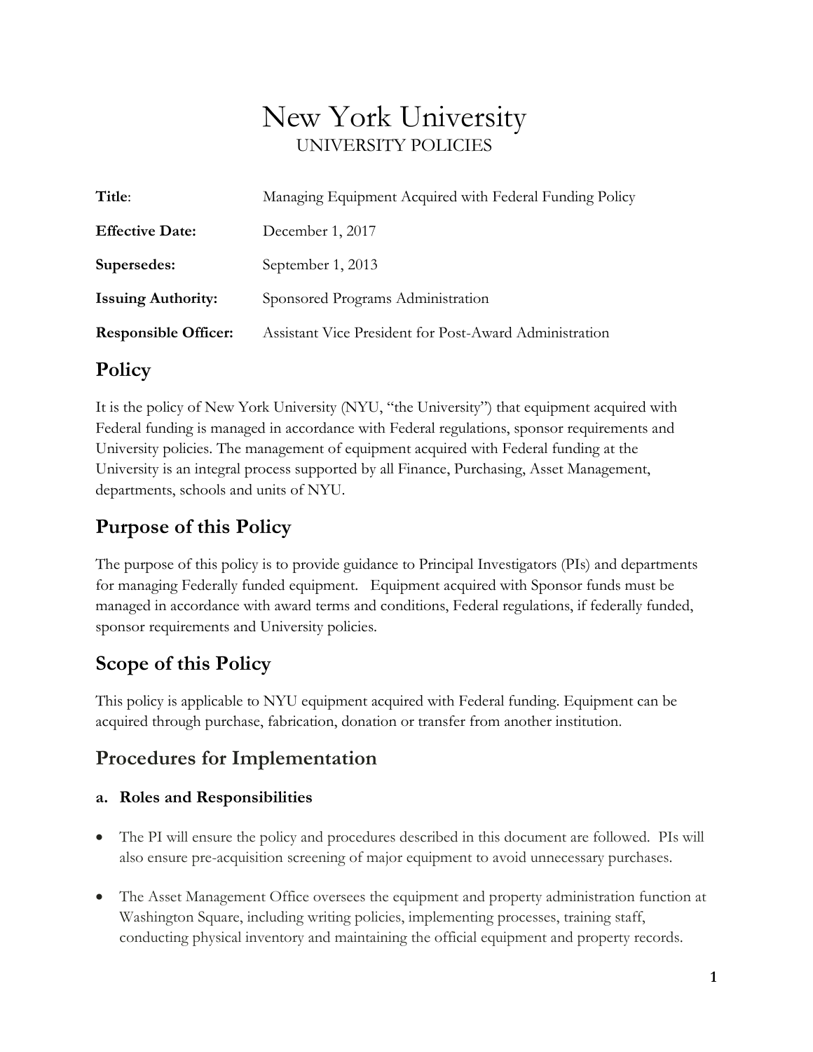# New York University

UNIVERSITY POLICIES

| | |
|---|---|
| **Title**: | Managing Equipment Acquired with Federal Funding Policy |
| **Effective Date:** | December 1, 2017 |
| **Supersedes:** | September 1, 2013 |
| **Issuing Authority:** | Sponsored Programs Administration |
| **Responsible Officer:** | Assistant Vice President for Post-Award Administration |

## Policy

It is the policy of New York University (NYU, "the University") that equipment acquired with Federal funding is managed in accordance with Federal regulations, sponsor requirements and University policies. The management of equipment acquired with Federal funding at the University is an integral process supported by all Finance, Purchasing, Asset Management, departments, schools and units of NYU.

## Purpose of this Policy

The purpose of this policy is to provide guidance to Principal Investigators (PIs) and departments for managing Federally funded equipment. Equipment acquired with Sponsor funds must be managed in accordance with award terms and conditions, Federal regulations, if federally funded, sponsor requirements and University policies.

## Scope of this Policy

This policy is applicable to NYU equipment acquired with Federal funding. Equipment can be acquired through purchase, fabrication, donation or transfer from another institution.

## Procedures for Implementation

### a. Roles and Responsibilities

- The PI will ensure the policy and procedures described in this document are followed. PIs will also ensure pre-acquisition screening of major equipment to avoid unnecessary purchases.

- The Asset Management Office oversees the equipment and property administration function at Washington Square, including writing policies, implementing processes, training staff, conducting physical inventory and maintaining the official equipment and property records.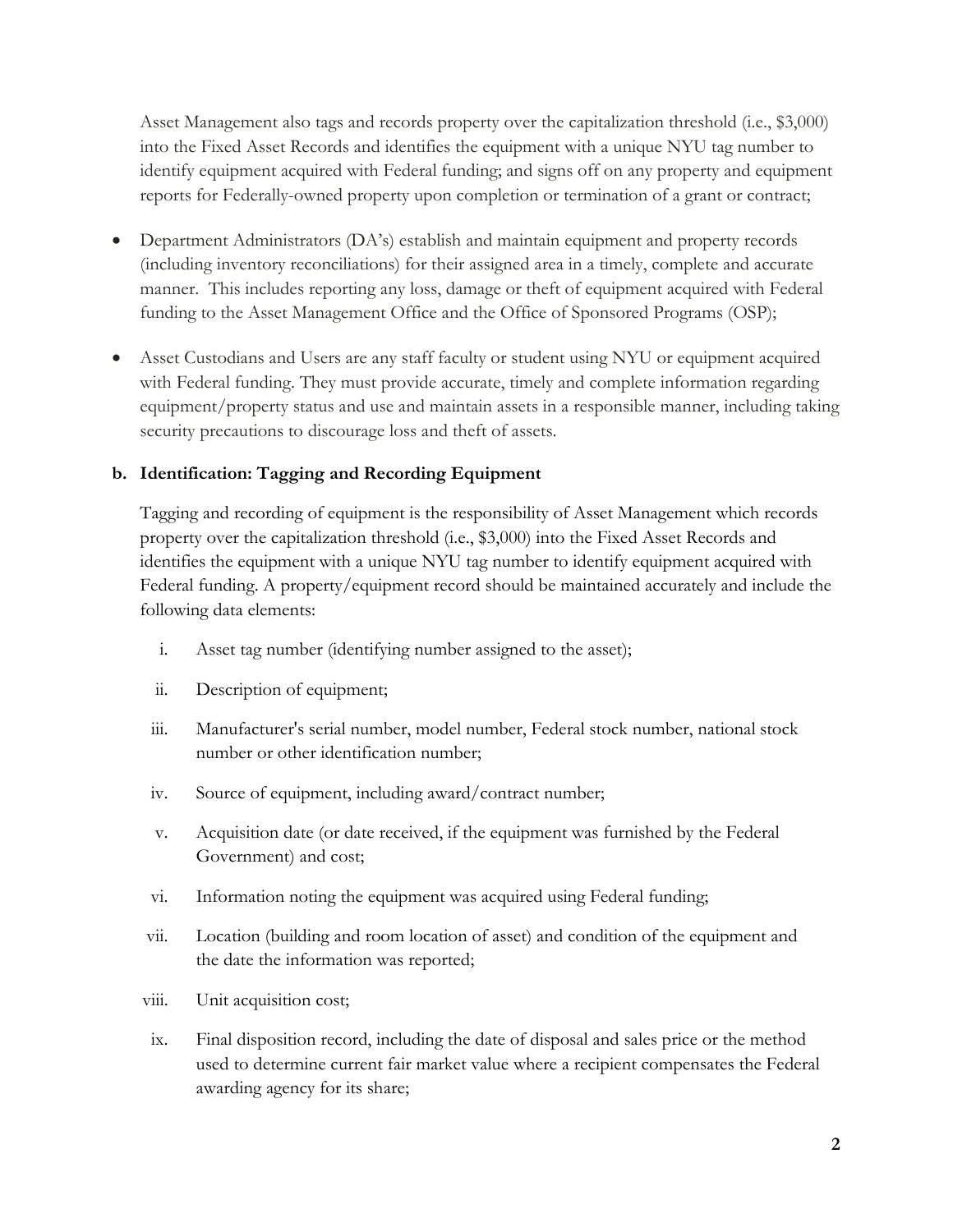Asset Management also tags and records property over the capitalization threshold (i.e., $3,000) into the Fixed Asset Records and identifies the equipment with a unique NYU tag number to identify equipment acquired with Federal funding; and signs off on any property and equipment reports for Federally-owned property upon completion or termination of a grant or contract;

- Department Administrators (DA's) establish and maintain equipment and property records (including inventory reconciliations) for their assigned area in a timely, complete and accurate manner. This includes reporting any loss, damage or theft of equipment acquired with Federal funding to the Asset Management Office and the Office of Sponsored Programs (OSP);
- Asset Custodians and Users are any staff faculty or student using NYU or equipment acquired with Federal funding. They must provide accurate, timely and complete information regarding equipment/property status and use and maintain assets in a responsible manner, including taking security precautions to discourage loss and theft of assets.

**b. Identification: Tagging and Recording Equipment**

Tagging and recording of equipment is the responsibility of Asset Management which records property over the capitalization threshold (i.e., $3,000) into the Fixed Asset Records and identifies the equipment with a unique NYU tag number to identify equipment acquired with Federal funding. A property/equipment record should be maintained accurately and include the following data elements:

i. Asset tag number (identifying number assigned to the asset);

ii. Description of equipment;

iii. Manufacturer's serial number, model number, Federal stock number, national stock number or other identification number;

iv. Source of equipment, including award/contract number;

v. Acquisition date (or date received, if the equipment was furnished by the Federal Government) and cost;

vi. Information noting the equipment was acquired using Federal funding;

vii. Location (building and room location of asset) and condition of the equipment and the date the information was reported;

viii. Unit acquisition cost;

ix. Final disposition record, including the date of disposal and sales price or the method used to determine current fair market value where a recipient compensates the Federal awarding agency for its share;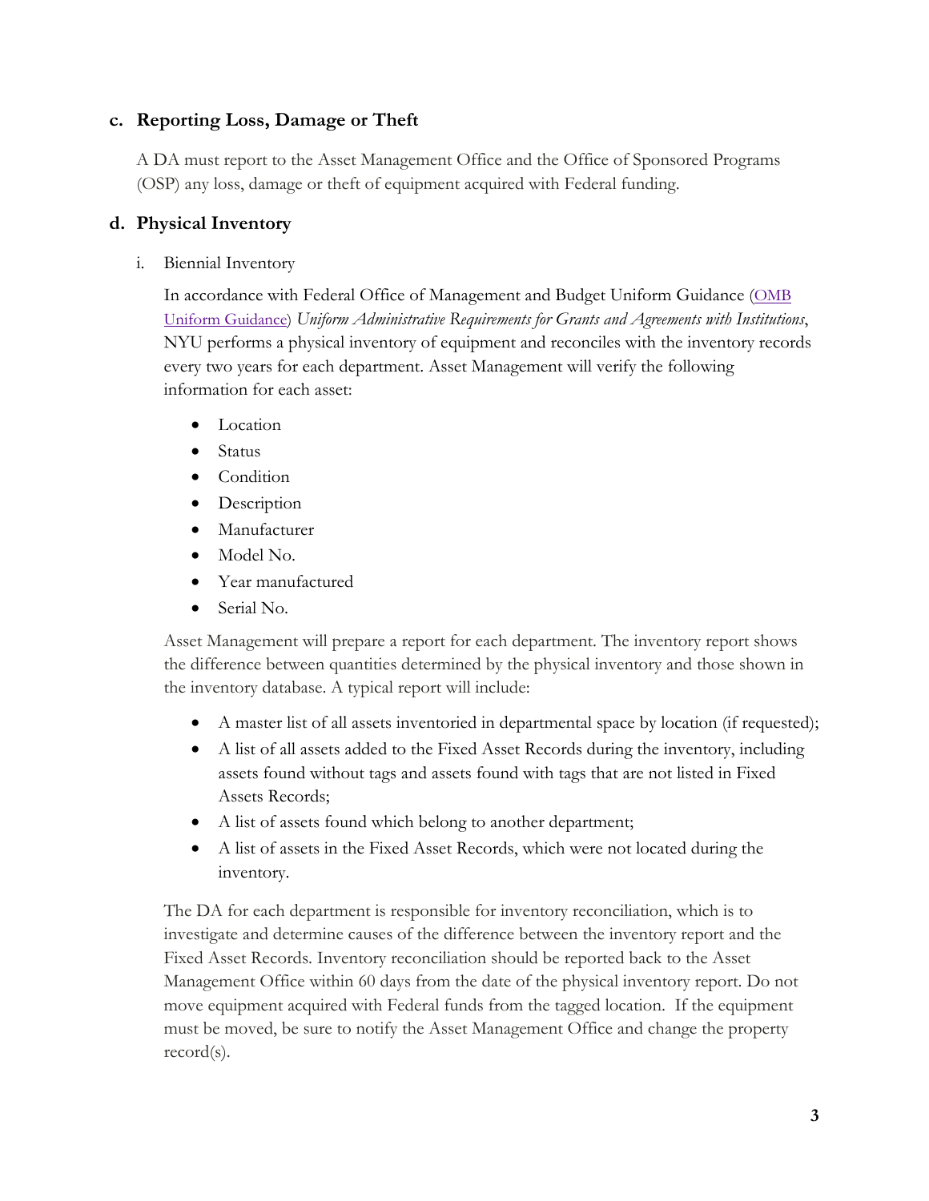### c. Reporting Loss, Damage or Theft

A DA must report to the Asset Management Office and the Office of Sponsored Programs (OSP) any loss, damage or theft of equipment acquired with Federal funding.

### d. Physical Inventory

i. Biennial Inventory

In accordance with Federal Office of Management and Budget Uniform Guidance (OMB Uniform Guidance) *Uniform Administrative Requirements for Grants and Agreements with Institutions*, NYU performs a physical inventory of equipment and reconciles with the inventory records every two years for each department. Asset Management will verify the following information for each asset:

- Location
- Status
- Condition
- Description
- Manufacturer
- Model No.
- Year manufactured
- Serial No.

Asset Management will prepare a report for each department. The inventory report shows the difference between quantities determined by the physical inventory and those shown in the inventory database. A typical report will include:

- A master list of all assets inventoried in departmental space by location (if requested);
- A list of all assets added to the Fixed Asset Records during the inventory, including assets found without tags and assets found with tags that are not listed in Fixed Assets Records;
- A list of assets found which belong to another department;
- A list of assets in the Fixed Asset Records, which were not located during the inventory.

The DA for each department is responsible for inventory reconciliation, which is to investigate and determine causes of the difference between the inventory report and the Fixed Asset Records. Inventory reconciliation should be reported back to the Asset Management Office within 60 days from the date of the physical inventory report. Do not move equipment acquired with Federal funds from the tagged location. If the equipment must be moved, be sure to notify the Asset Management Office and change the property record(s).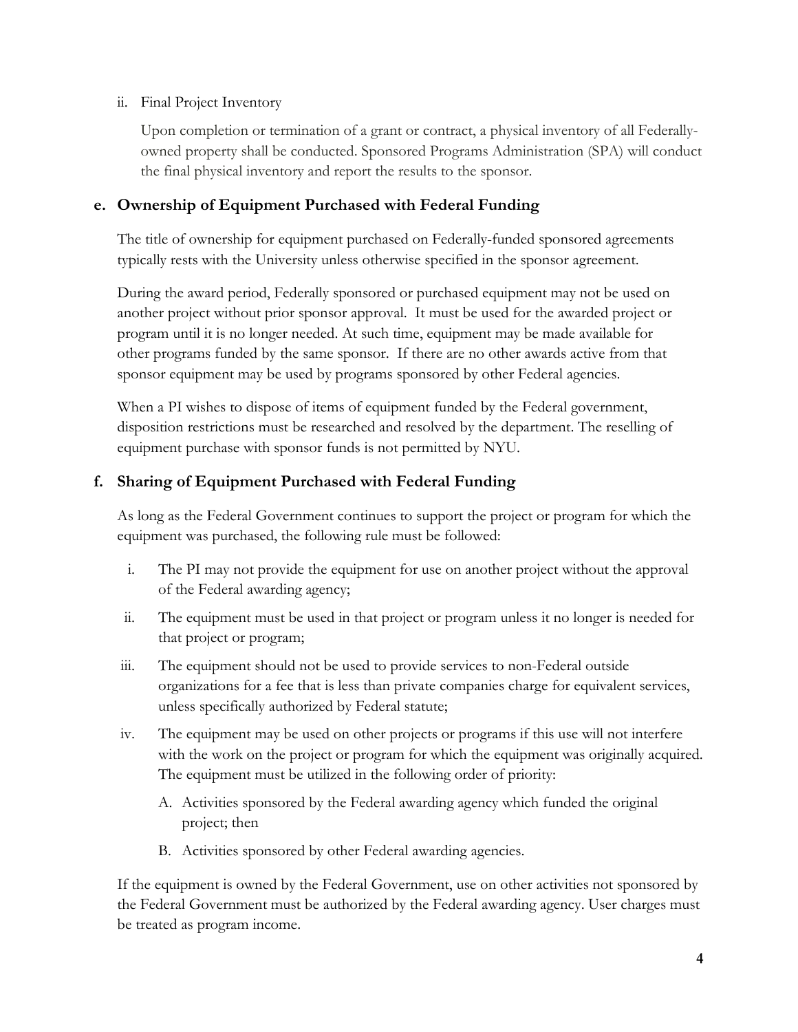ii. Final Project Inventory

Upon completion or termination of a grant or contract, a physical inventory of all Federally-owned property shall be conducted. Sponsored Programs Administration (SPA) will conduct the final physical inventory and report the results to the sponsor.

### e. Ownership of Equipment Purchased with Federal Funding

The title of ownership for equipment purchased on Federally-funded sponsored agreements typically rests with the University unless otherwise specified in the sponsor agreement.

During the award period, Federally sponsored or purchased equipment may not be used on another project without prior sponsor approval. It must be used for the awarded project or program until it is no longer needed. At such time, equipment may be made available for other programs funded by the same sponsor. If there are no other awards active from that sponsor equipment may be used by programs sponsored by other Federal agencies.

When a PI wishes to dispose of items of equipment funded by the Federal government, disposition restrictions must be researched and resolved by the department. The reselling of equipment purchase with sponsor funds is not permitted by NYU.

### f. Sharing of Equipment Purchased with Federal Funding

As long as the Federal Government continues to support the project or program for which the equipment was purchased, the following rule must be followed:

i. The PI may not provide the equipment for use on another project without the approval of the Federal awarding agency;

ii. The equipment must be used in that project or program unless it no longer is needed for that project or program;

iii. The equipment should not be used to provide services to non-Federal outside organizations for a fee that is less than private companies charge for equivalent services, unless specifically authorized by Federal statute;

iv. The equipment may be used on other projects or programs if this use will not interfere with the work on the project or program for which the equipment was originally acquired. The equipment must be utilized in the following order of priority:

   A. Activities sponsored by the Federal awarding agency which funded the original project; then

   B. Activities sponsored by other Federal awarding agencies.

If the equipment is owned by the Federal Government, use on other activities not sponsored by the Federal Government must be authorized by the Federal awarding agency. User charges must be treated as program income.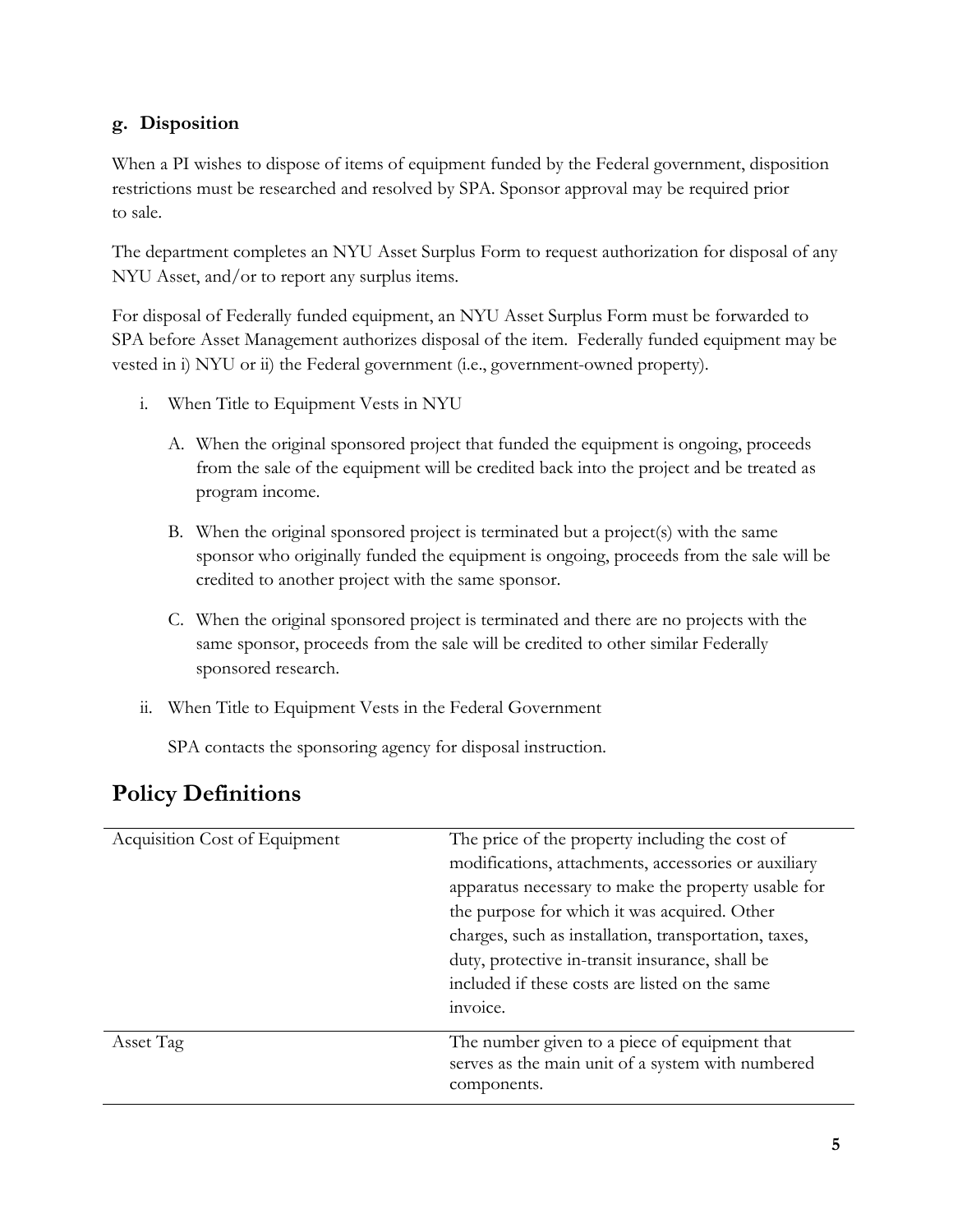#### g. Disposition

When a PI wishes to dispose of items of equipment funded by the Federal government, disposition restrictions must be researched and resolved by SPA. Sponsor approval may be required prior to sale.

The department completes an NYU Asset Surplus Form to request authorization for disposal of any NYU Asset, and/or to report any surplus items.

For disposal of Federally funded equipment, an NYU Asset Surplus Form must be forwarded to SPA before Asset Management authorizes disposal of the item. Federally funded equipment may be vested in i) NYU or ii) the Federal government (i.e., government-owned property).

i. When Title to Equipment Vests in NYU

   A. When the original sponsored project that funded the equipment is ongoing, proceeds from the sale of the equipment will be credited back into the project and be treated as program income.

   B. When the original sponsored project is terminated but a project(s) with the same sponsor who originally funded the equipment is ongoing, proceeds from the sale will be credited to another project with the same sponsor.

   C. When the original sponsored project is terminated and there are no projects with the same sponsor, proceeds from the sale will be credited to other similar Federally sponsored research.

ii. When Title to Equipment Vests in the Federal Government

   SPA contacts the sponsoring agency for disposal instruction.

## Policy Definitions

| | |
|---|---|
| Acquisition Cost of Equipment | The price of the property including the cost of modifications, attachments, accessories or auxiliary apparatus necessary to make the property usable for the purpose for which it was acquired. Other charges, such as installation, transportation, taxes, duty, protective in-transit insurance, shall be included if these costs are listed on the same invoice. |
| Asset Tag | The number given to a piece of equipment that serves as the main unit of a system with numbered components. |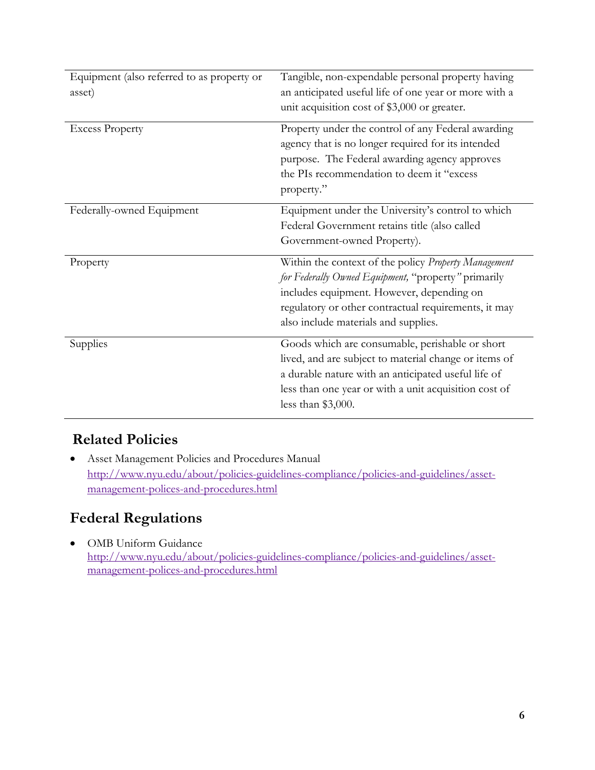| | |
|---|---|
| Equipment (also referred to as property or asset) | Tangible, non-expendable personal property having an anticipated useful life of one year or more with a unit acquisition cost of $3,000 or greater. |
| Excess Property | Property under the control of any Federal awarding agency that is no longer required for its intended purpose. The Federal awarding agency approves the PIs recommendation to deem it "excess property." |
| Federally-owned Equipment | Equipment under the University's control to which Federal Government retains title (also called Government-owned Property). |
| Property | Within the context of the policy *Property Management for Federally Owned Equipment,* "property" primarily includes equipment. However, depending on regulatory or other contractual requirements, it may also include materials and supplies. |
| Supplies | Goods which are consumable, perishable or short lived, and are subject to material change or items of a durable nature with an anticipated useful life of less than one year or with a unit acquisition cost of less than $3,000. |

## Related Policies

- Asset Management Policies and Procedures Manual
  http://www.nyu.edu/about/policies-guidelines-compliance/policies-and-guidelines/asset-management-polices-and-procedures.html

## Federal Regulations

- OMB Uniform Guidance
  http://www.nyu.edu/about/policies-guidelines-compliance/policies-and-guidelines/asset-management-polices-and-procedures.html